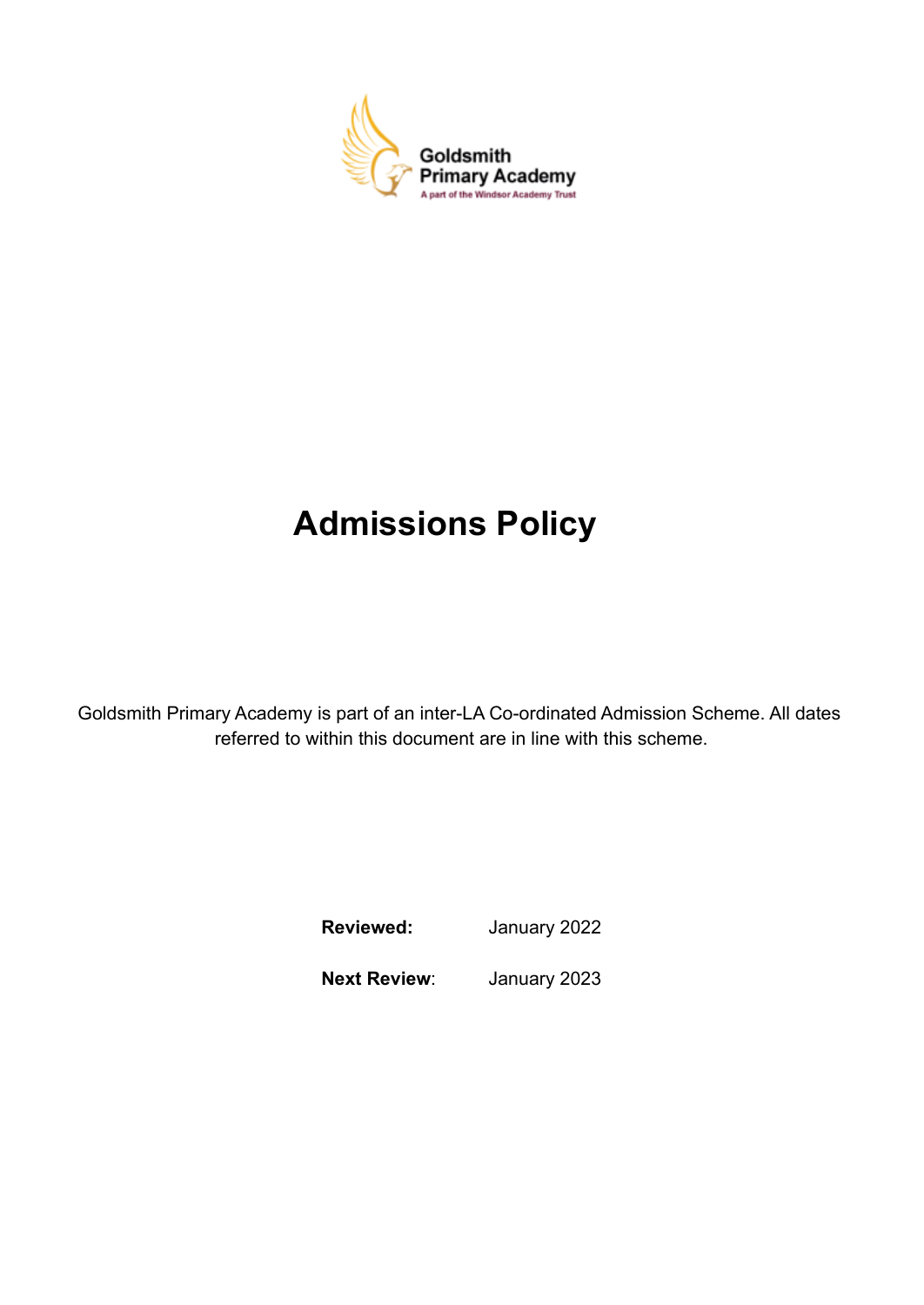Goldsmith Primary Academy

A part of the Windsor Academy Trust

# Admissions Policy

Goldsmith Primary Academy is part of an inter-LA Co-ordinated Admission Scheme. All dates referred to within this document are in line with this scheme.

| | |
|---|---|
| **Reviewed:** | January 2022 |
| **Next Review**: | January 2023 |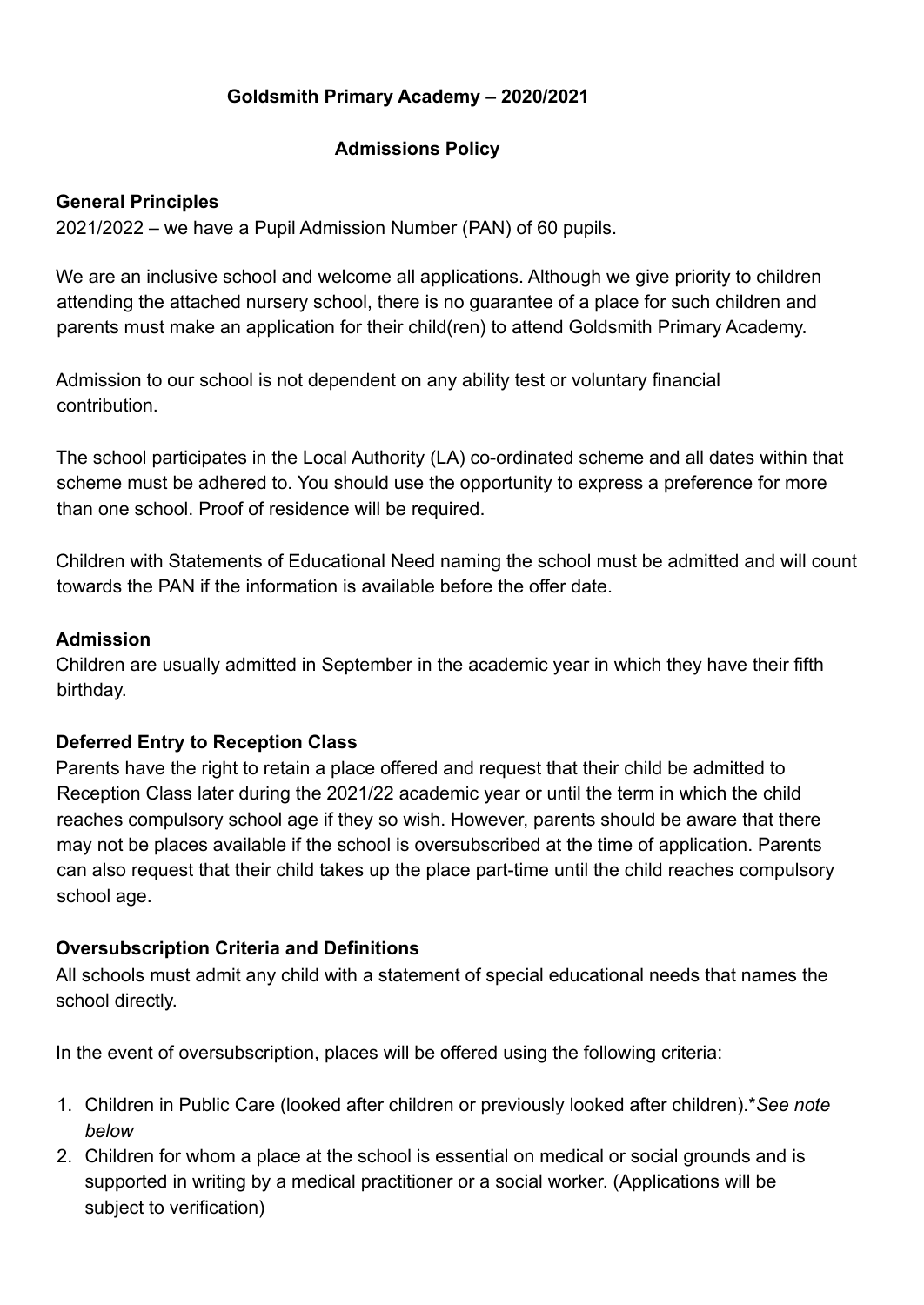**Goldsmith Primary Academy – 2020/2021**

**Admissions Policy**

**General Principles**

2021/2022 – we have a Pupil Admission Number (PAN) of 60 pupils.

We are an inclusive school and welcome all applications. Although we give priority to children attending the attached nursery school, there is no guarantee of a place for such children and parents must make an application for their child(ren) to attend Goldsmith Primary Academy.

Admission to our school is not dependent on any ability test or voluntary financial contribution.

The school participates in the Local Authority (LA) co-ordinated scheme and all dates within that scheme must be adhered to. You should use the opportunity to express a preference for more than one school. Proof of residence will be required.

Children with Statements of Educational Need naming the school must be admitted and will count towards the PAN if the information is available before the offer date.

**Admission**

Children are usually admitted in September in the academic year in which they have their fifth birthday.

**Deferred Entry to Reception Class**

Parents have the right to retain a place offered and request that their child be admitted to Reception Class later during the 2021/22 academic year or until the term in which the child reaches compulsory school age if they so wish. However, parents should be aware that there may not be places available if the school is oversubscribed at the time of application. Parents can also request that their child takes up the place part-time until the child reaches compulsory school age.

**Oversubscription Criteria and Definitions**

All schools must admit any child with a statement of special educational needs that names the school directly.

In the event of oversubscription, places will be offered using the following criteria:

1. Children in Public Care (looked after children or previously looked after children).**See note below*
2. Children for whom a place at the school is essential on medical or social grounds and is supported in writing by a medical practitioner or a social worker. (Applications will be subject to verification)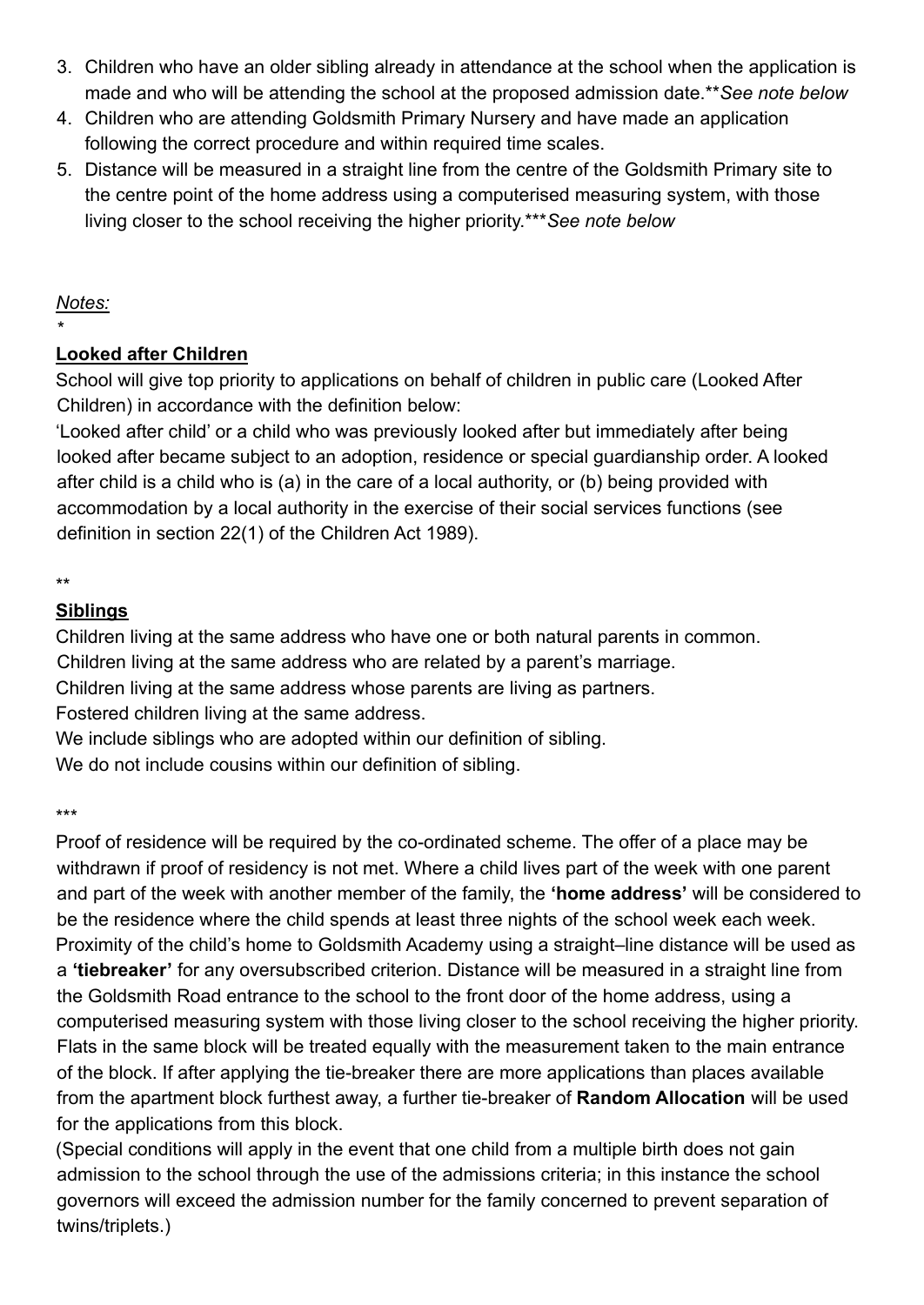3. Children who have an older sibling already in attendance at the school when the application is made and who will be attending the school at the proposed admission date.***See note below*
4. Children who are attending Goldsmith Primary Nursery and have made an application following the correct procedure and within required time scales.
5. Distance will be measured in a straight line from the centre of the Goldsmith Primary site to the centre point of the home address using a computerised measuring system, with those living closer to the school receiving the higher priority.****See note below*

*Notes:*

*

**Looked after Children**

School will give top priority to applications on behalf of children in public care (Looked After Children) in accordance with the definition below:

'Looked after child' or a child who was previously looked after but immediately after being looked after became subject to an adoption, residence or special guardianship order. A looked after child is a child who is (a) in the care of a local authority, or (b) being provided with accommodation by a local authority in the exercise of their social services functions (see definition in section 22(1) of the Children Act 1989).

**

**Siblings**

Children living at the same address who have one or both natural parents in common.
Children living at the same address who are related by a parent's marriage.
Children living at the same address whose parents are living as partners.
Fostered children living at the same address.
We include siblings who are adopted within our definition of sibling.
We do not include cousins within our definition of sibling.

***

Proof of residence will be required by the co-ordinated scheme. The offer of a place may be withdrawn if proof of residency is not met. Where a child lives part of the week with one parent and part of the week with another member of the family, the **'home address'** will be considered to be the residence where the child spends at least three nights of the school week each week. Proximity of the child's home to Goldsmith Academy using a straight–line distance will be used as a **'tiebreaker'** for any oversubscribed criterion. Distance will be measured in a straight line from the Goldsmith Road entrance to the school to the front door of the home address, using a computerised measuring system with those living closer to the school receiving the higher priority. Flats in the same block will be treated equally with the measurement taken to the main entrance of the block. If after applying the tie-breaker there are more applications than places available from the apartment block furthest away, a further tie-breaker of **Random Allocation** will be used for the applications from this block.

(Special conditions will apply in the event that one child from a multiple birth does not gain admission to the school through the use of the admissions criteria; in this instance the school governors will exceed the admission number for the family concerned to prevent separation of twins/triplets.)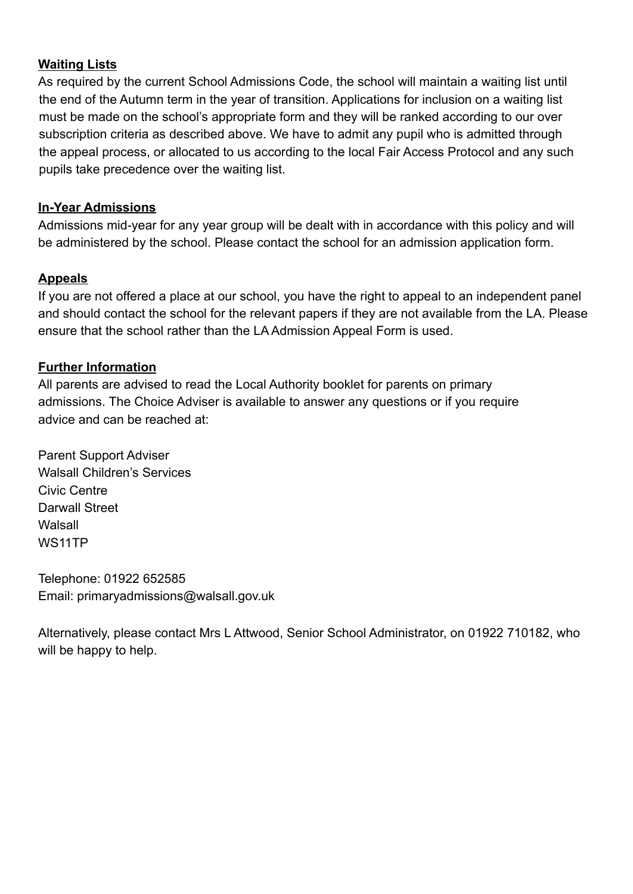**Waiting Lists**

As required by the current School Admissions Code, the school will maintain a waiting list until the end of the Autumn term in the year of transition. Applications for inclusion on a waiting list must be made on the school's appropriate form and they will be ranked according to our over subscription criteria as described above. We have to admit any pupil who is admitted through the appeal process, or allocated to us according to the local Fair Access Protocol and any such pupils take precedence over the waiting list.

**In-Year Admissions**

Admissions mid-year for any year group will be dealt with in accordance with this policy and will be administered by the school. Please contact the school for an admission application form.

**Appeals**

If you are not offered a place at our school, you have the right to appeal to an independent panel and should contact the school for the relevant papers if they are not available from the LA. Please ensure that the school rather than the LA Admission Appeal Form is used.

**Further Information**

All parents are advised to read the Local Authority booklet for parents on primary admissions. The Choice Adviser is available to answer any questions or if you require advice and can be reached at:

Parent Support Adviser
Walsall Children's Services
Civic Centre
Darwall Street
Walsall
WS11TP

Telephone: 01922 652585
Email: primaryadmissions@walsall.gov.uk

Alternatively, please contact Mrs L Attwood, Senior School Administrator, on 01922 710182, who will be happy to help.